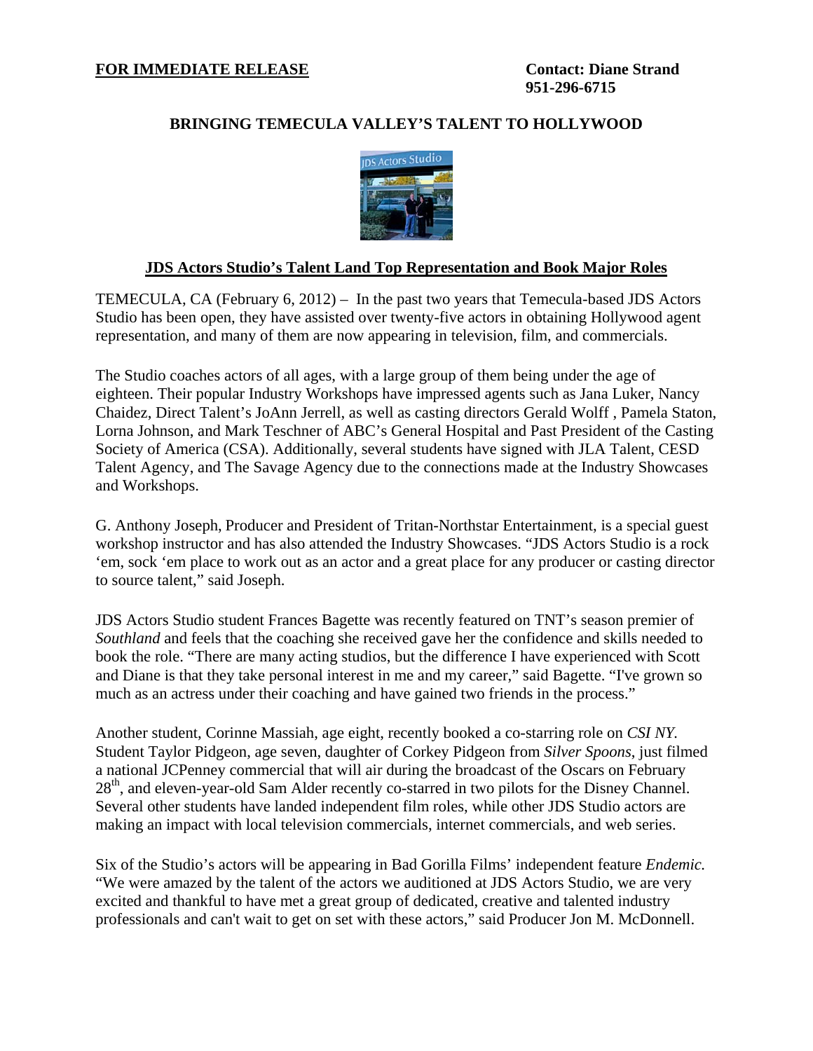**FOR IMMEDIATE RELEASE**

**Contact: Diane Strand**
**951-296-6715**

# BRINGING TEMECULA VALLEY'S TALENT TO HOLLYWOOD

## JDS Actors Studio's Talent Land Top Representation and Book Major Roles

TEMECULA, CA (February 6, 2012) – In the past two years that Temecula-based JDS Actors Studio has been open, they have assisted over twenty-five actors in obtaining Hollywood agent representation, and many of them are now appearing in television, film, and commercials.

The Studio coaches actors of all ages, with a large group of them being under the age of eighteen. Their popular Industry Workshops have impressed agents such as Jana Luker, Nancy Chaidez, Direct Talent's JoAnn Jerrell, as well as casting directors Gerald Wolff , Pamela Staton, Lorna Johnson, and Mark Teschner of ABC's General Hospital and Past President of the Casting Society of America (CSA). Additionally, several students have signed with JLA Talent, CESD Talent Agency, and The Savage Agency due to the connections made at the Industry Showcases and Workshops.

G. Anthony Joseph, Producer and President of Tritan-Northstar Entertainment, is a special guest workshop instructor and has also attended the Industry Showcases. "JDS Actors Studio is a rock 'em, sock 'em place to work out as an actor and a great place for any producer or casting director to source talent," said Joseph.

JDS Actors Studio student Frances Bagette was recently featured on TNT's season premier of *Southland* and feels that the coaching she received gave her the confidence and skills needed to book the role. "There are many acting studios, but the difference I have experienced with Scott and Diane is that they take personal interest in me and my career," said Bagette. "I've grown so much as an actress under their coaching and have gained two friends in the process."

Another student, Corinne Massiah, age eight, recently booked a co-starring role on *CSI NY*. Student Taylor Pidgeon, age seven, daughter of Corkey Pidgeon from *Silver Spoons*, just filmed a national JCPenney commercial that will air during the broadcast of the Oscars on February 28th, and eleven-year-old Sam Alder recently co-starred in two pilots for the Disney Channel. Several other students have landed independent film roles, while other JDS Studio actors are making an impact with local television commercials, internet commercials, and web series.

Six of the Studio's actors will be appearing in Bad Gorilla Films' independent feature *Endemic.* "We were amazed by the talent of the actors we auditioned at JDS Actors Studio, we are very excited and thankful to have met a great group of dedicated, creative and talented industry professionals and can't wait to get on set with these actors," said Producer Jon M. McDonnell.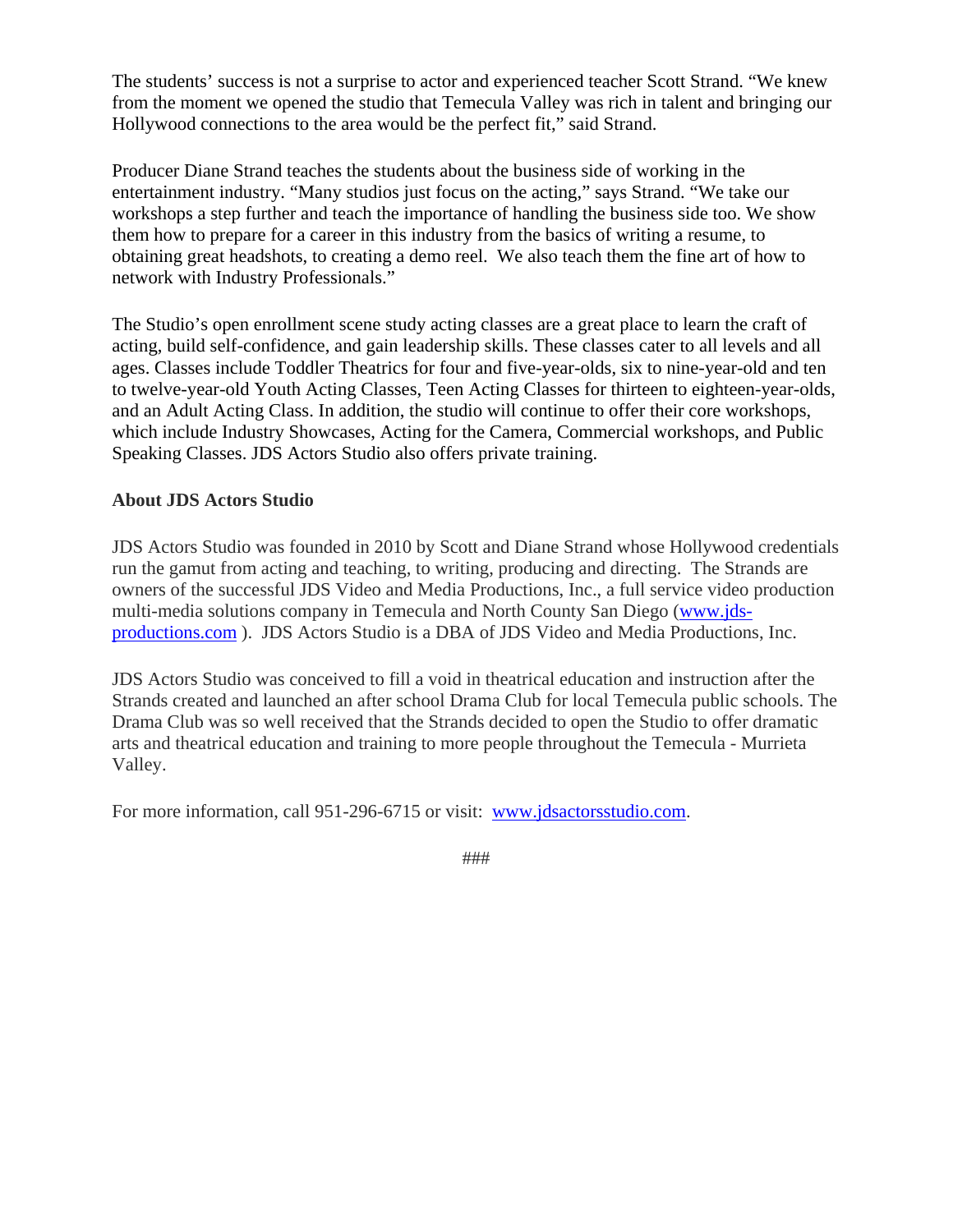The students' success is not a surprise to actor and experienced teacher Scott Strand. "We knew from the moment we opened the studio that Temecula Valley was rich in talent and bringing our Hollywood connections to the area would be the perfect fit," said Strand.

Producer Diane Strand teaches the students about the business side of working in the entertainment industry. "Many studios just focus on the acting," says Strand. "We take our workshops a step further and teach the importance of handling the business side too. We show them how to prepare for a career in this industry from the basics of writing a resume, to obtaining great headshots, to creating a demo reel. We also teach them the fine art of how to network with Industry Professionals."

The Studio's open enrollment scene study acting classes are a great place to learn the craft of acting, build self-confidence, and gain leadership skills. These classes cater to all levels and all ages. Classes include Toddler Theatrics for four and five-year-olds, six to nine-year-old and ten to twelve-year-old Youth Acting Classes, Teen Acting Classes for thirteen to eighteen-year-olds, and an Adult Acting Class. In addition, the studio will continue to offer their core workshops, which include Industry Showcases, Acting for the Camera, Commercial workshops, and Public Speaking Classes. JDS Actors Studio also offers private training.

**About JDS Actors Studio**

JDS Actors Studio was founded in 2010 by Scott and Diane Strand whose Hollywood credentials run the gamut from acting and teaching, to writing, producing and directing. The Strands are owners of the successful JDS Video and Media Productions, Inc., a full service video production multi-media solutions company in Temecula and North County San Diego (www.jds-productions.com ). JDS Actors Studio is a DBA of JDS Video and Media Productions, Inc.

JDS Actors Studio was conceived to fill a void in theatrical education and instruction after the Strands created and launched an after school Drama Club for local Temecula public schools. The Drama Club was so well received that the Strands decided to open the Studio to offer dramatic arts and theatrical education and training to more people throughout the Temecula - Murrieta Valley.

For more information, call 951-296-6715 or visit: www.jdsactorsstudio.com.

###